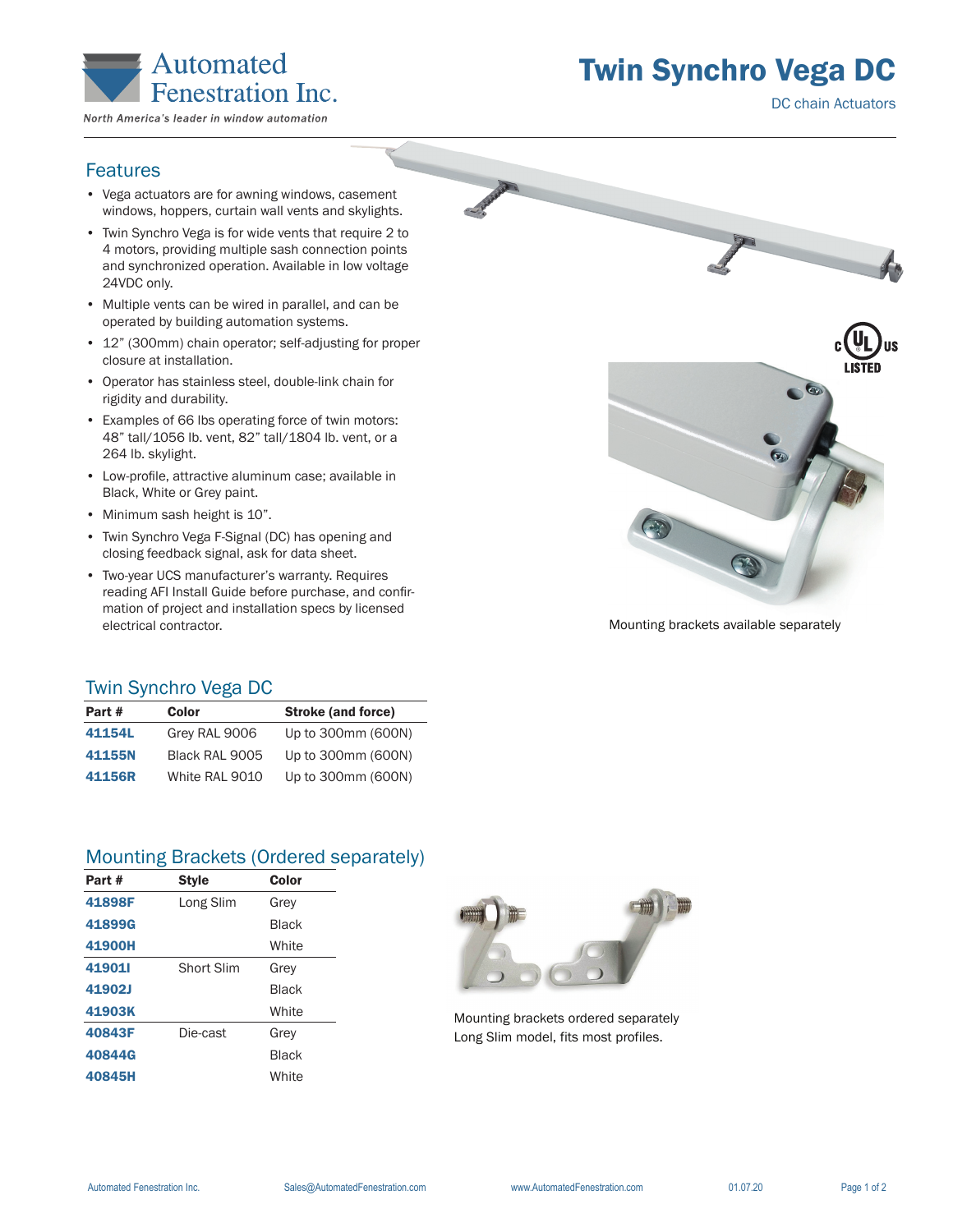Automated Fenestration Inc.

*North America's leader in window automation*

# Twin Synchro Vega DC

DC chain Actuators

## Features

- Vega actuators are for awning windows, casement windows, hoppers, curtain wall vents and skylights.
- Twin Synchro Vega is for wide vents that require 2 to 4 motors, providing multiple sash connection points and synchronized operation. Available in low voltage 24VDC only.
- Multiple vents can be wired in parallel, and can be operated by building automation systems.
- 12" (300mm) chain operator; self-adjusting for proper closure at installation.
- Operator has stainless steel, double-link chain for rigidity and durability.
- Examples of 66 lbs operating force of twin motors: 48" tall/1056 lb. vent, 82" tall/1804 lb. vent, or a 264 lb. skylight.
- Low-profile, attractive aluminum case; available in Black, White or Grey paint.
- Minimum sash height is 10".
- Twin Synchro Vega F-Signal (DC) has opening and closing feedback signal, ask for data sheet.
- Two-year UCS manufacturer's warranty. Requires reading AFI Install Guide before purchase, and confirmation of project and installation specs by licensed electrical contractor.

c UL us LISTED

Mounting brackets available separately

## Twin Synchro Vega DC

| Part # | Color | Stroke (and force) |
|---|---|---|
| 41154L | Grey RAL 9006 | Up to 300mm (600N) |
| 41155N | Black RAL 9005 | Up to 300mm (600N) |
| 41156R | White RAL 9010 | Up to 300mm (600N) |

## Mounting Brackets (Ordered separately)

| Part # | Style | Color |
|---|---|---|
| 41898F | Long Slim | Grey |
| 41899G | | Black |
| 41900H | | White |
| 41901I | Short Slim | Grey |
| 41902J | | Black |
| 41903K | | White |
| 40843F | Die-cast | Grey |
| 40844G | | Black |
| 40845H | | White |

Mounting brackets ordered separately
Long Slim model, fits most profiles.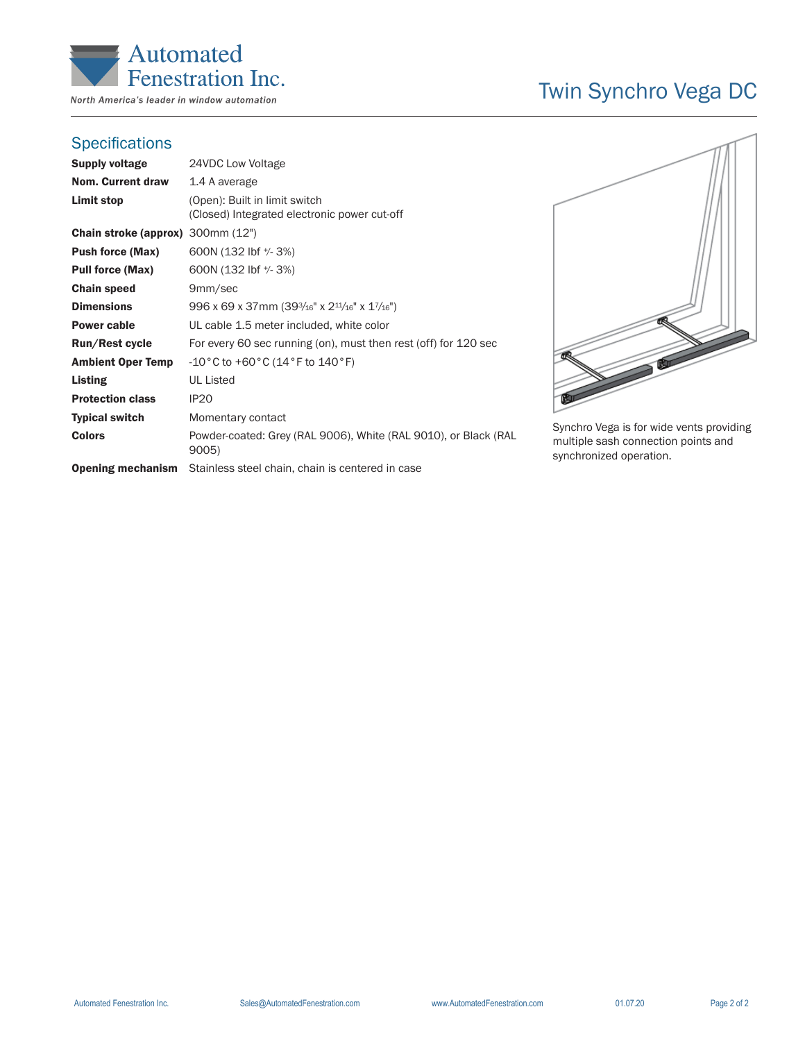# Twin Synchro Vega DC

## Specifications

| | |
|---|---|
| **Supply voltage** | 24VDC Low Voltage |
| **Nom. Current draw** | 1.4 A average |
| **Limit stop** | (Open): Built in limit switch<br>(Closed) Integrated electronic power cut-off |
| **Chain stroke (approx)** | 300mm (12") |
| **Push force (Max)** | 600N (132 lbf +/- 3%) |
| **Pull force (Max)** | 600N (132 lbf +/- 3%) |
| **Chain speed** | 9mm/sec |
| **Dimensions** | 996 x 69 x 37mm (39 3/16" x 2 11/16" x 1 7/16") |
| **Power cable** | UL cable 1.5 meter included, white color |
| **Run/Rest cycle** | For every 60 sec running (on), must then rest (off) for 120 sec |
| **Ambient Oper Temp** | -10°C to +60°C (14°F to 140°F) |
| **Listing** | UL Listed |
| **Protection class** | IP20 |
| **Typical switch** | Momentary contact |
| **Colors** | Powder-coated: Grey (RAL 9006), White (RAL 9010), or Black (RAL 9005) |
| **Opening mechanism** | Stainless steel chain, chain is centered in case |

Synchro Vega is for wide vents providing multiple sash connection points and synchronized operation.